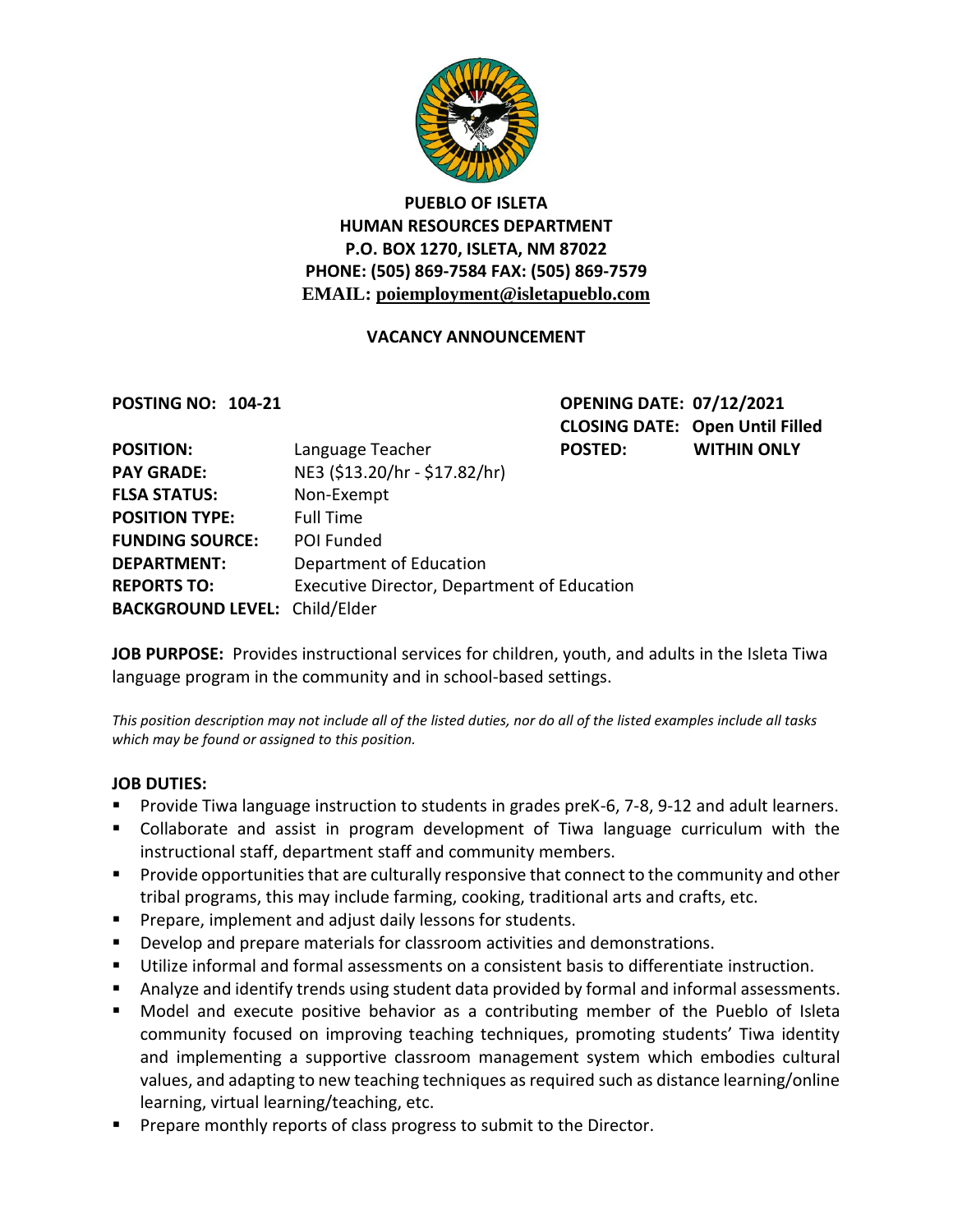**PUEBLO OF ISLETA**
**HUMAN RESOURCES DEPARTMENT**
**P.O. BOX 1270, ISLETA, NM 87022**
**PHONE: (505) 869-7584 FAX: (505) 869-7579**
**EMAIL: poiemployment@isletapueblo.com**

## VACANCY ANNOUNCEMENT

**POSTING NO: 104-21**

**OPENING DATE: 07/12/2021**
**CLOSING DATE: Open Until Filled**
**POSTED: WITHIN ONLY**

**POSITION:** Language Teacher
**PAY GRADE:** NE3 ($13.20/hr - $17.82/hr)
**FLSA STATUS:** Non-Exempt
**POSITION TYPE:** Full Time
**FUNDING SOURCE:** POI Funded
**DEPARTMENT:** Department of Education
**REPORTS TO:** Executive Director, Department of Education
**BACKGROUND LEVEL:** Child/Elder

**JOB PURPOSE:** Provides instructional services for children, youth, and adults in the Isleta Tiwa language program in the community and in school-based settings.

*This position description may not include all of the listed duties, nor do all of the listed examples include all tasks which may be found or assigned to this position.*

**JOB DUTIES:**

- Provide Tiwa language instruction to students in grades preK-6, 7-8, 9-12 and adult learners.
- Collaborate and assist in program development of Tiwa language curriculum with the instructional staff, department staff and community members.
- Provide opportunities that are culturally responsive that connect to the community and other tribal programs, this may include farming, cooking, traditional arts and crafts, etc.
- Prepare, implement and adjust daily lessons for students.
- Develop and prepare materials for classroom activities and demonstrations.
- Utilize informal and formal assessments on a consistent basis to differentiate instruction.
- Analyze and identify trends using student data provided by formal and informal assessments.
- Model and execute positive behavior as a contributing member of the Pueblo of Isleta community focused on improving teaching techniques, promoting students' Tiwa identity and implementing a supportive classroom management system which embodies cultural values, and adapting to new teaching techniques as required such as distance learning/online learning, virtual learning/teaching, etc.
- Prepare monthly reports of class progress to submit to the Director.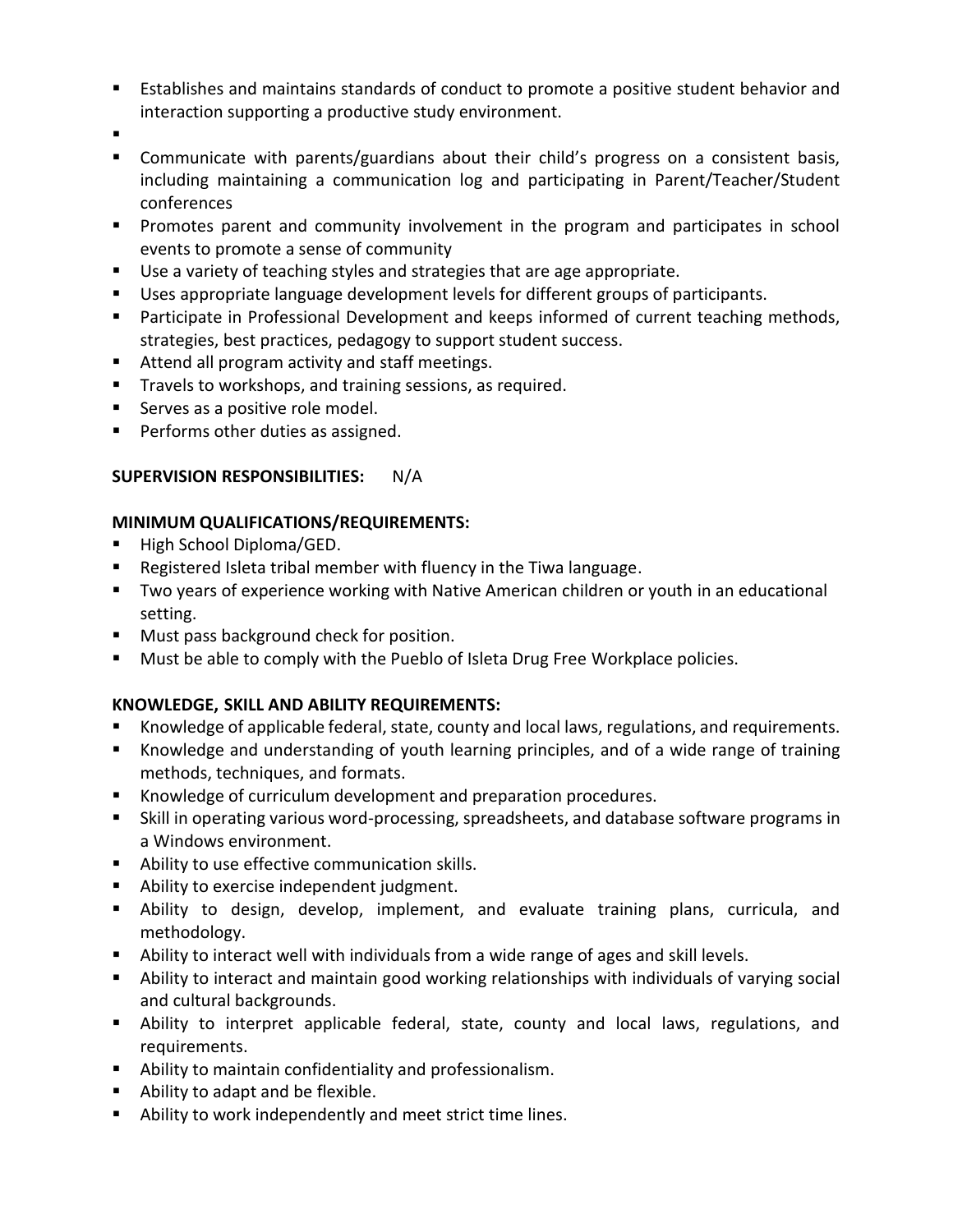- Establishes and maintains standards of conduct to promote a positive student behavior and interaction supporting a productive study environment.
- 
- Communicate with parents/guardians about their child's progress on a consistent basis, including maintaining a communication log and participating in Parent/Teacher/Student conferences
- Promotes parent and community involvement in the program and participates in school events to promote a sense of community
- Use a variety of teaching styles and strategies that are age appropriate.
- Uses appropriate language development levels for different groups of participants.
- Participate in Professional Development and keeps informed of current teaching methods, strategies, best practices, pedagogy to support student success.
- Attend all program activity and staff meetings.
- Travels to workshops, and training sessions, as required.
- Serves as a positive role model.
- Performs other duties as assigned.

**SUPERVISION RESPONSIBILITIES:** N/A

**MINIMUM QUALIFICATIONS/REQUIREMENTS:**

- High School Diploma/GED.
- Registered Isleta tribal member with fluency in the Tiwa language.
- Two years of experience working with Native American children or youth in an educational setting.
- Must pass background check for position.
- Must be able to comply with the Pueblo of Isleta Drug Free Workplace policies.

**KNOWLEDGE, SKILL AND ABILITY REQUIREMENTS:**

- Knowledge of applicable federal, state, county and local laws, regulations, and requirements.
- Knowledge and understanding of youth learning principles, and of a wide range of training methods, techniques, and formats.
- Knowledge of curriculum development and preparation procedures.
- Skill in operating various word-processing, spreadsheets, and database software programs in a Windows environment.
- Ability to use effective communication skills.
- Ability to exercise independent judgment.
- Ability to design, develop, implement, and evaluate training plans, curricula, and methodology.
- Ability to interact well with individuals from a wide range of ages and skill levels.
- Ability to interact and maintain good working relationships with individuals of varying social and cultural backgrounds.
- Ability to interpret applicable federal, state, county and local laws, regulations, and requirements.
- Ability to maintain confidentiality and professionalism.
- Ability to adapt and be flexible.
- Ability to work independently and meet strict time lines.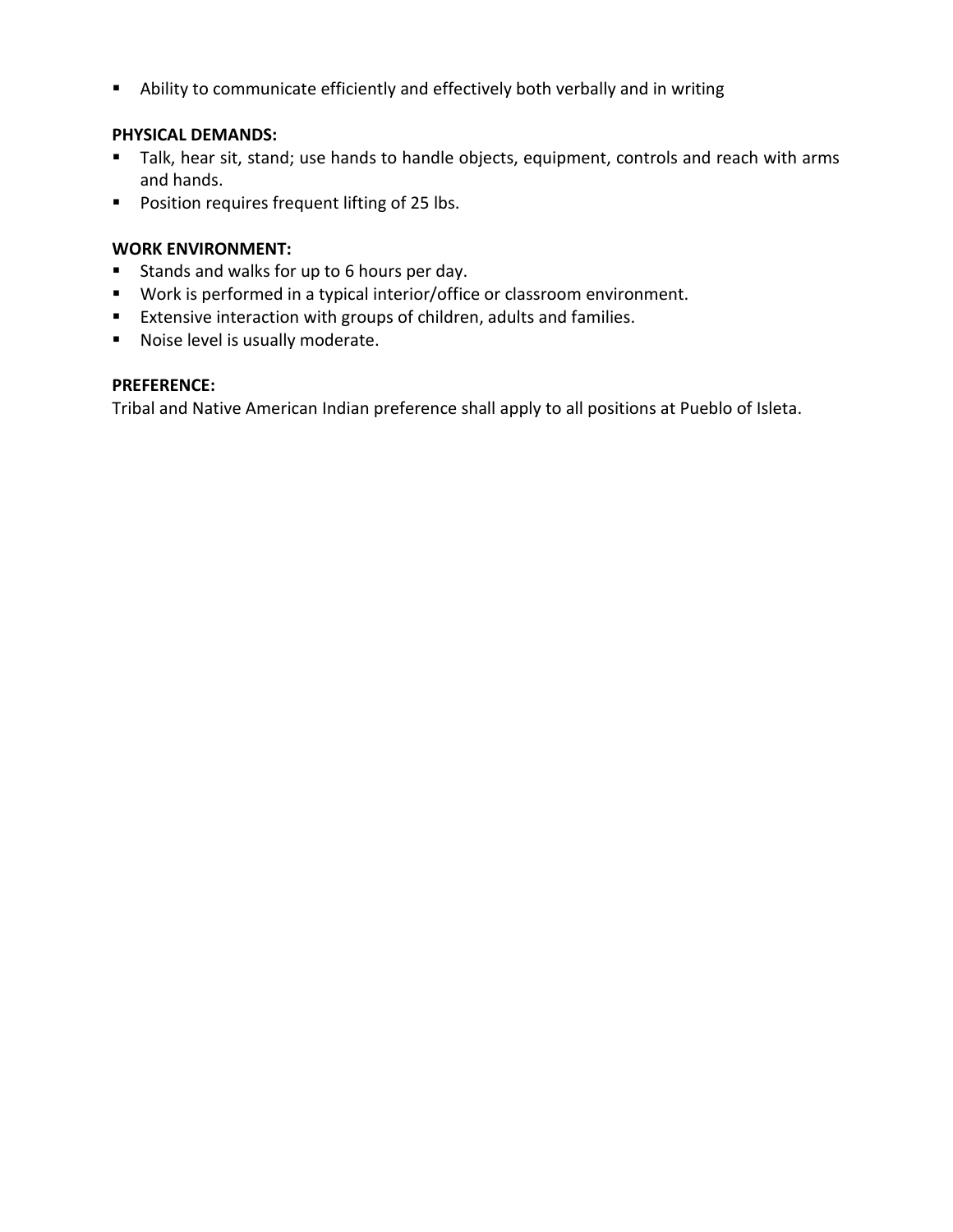- Ability to communicate efficiently and effectively both verbally and in writing

**PHYSICAL DEMANDS:**

- Talk, hear sit, stand; use hands to handle objects, equipment, controls and reach with arms and hands.
- Position requires frequent lifting of 25 lbs.

**WORK ENVIRONMENT:**

- Stands and walks for up to 6 hours per day.
- Work is performed in a typical interior/office or classroom environment.
- Extensive interaction with groups of children, adults and families.
- Noise level is usually moderate.

**PREFERENCE:**

Tribal and Native American Indian preference shall apply to all positions at Pueblo of Isleta.